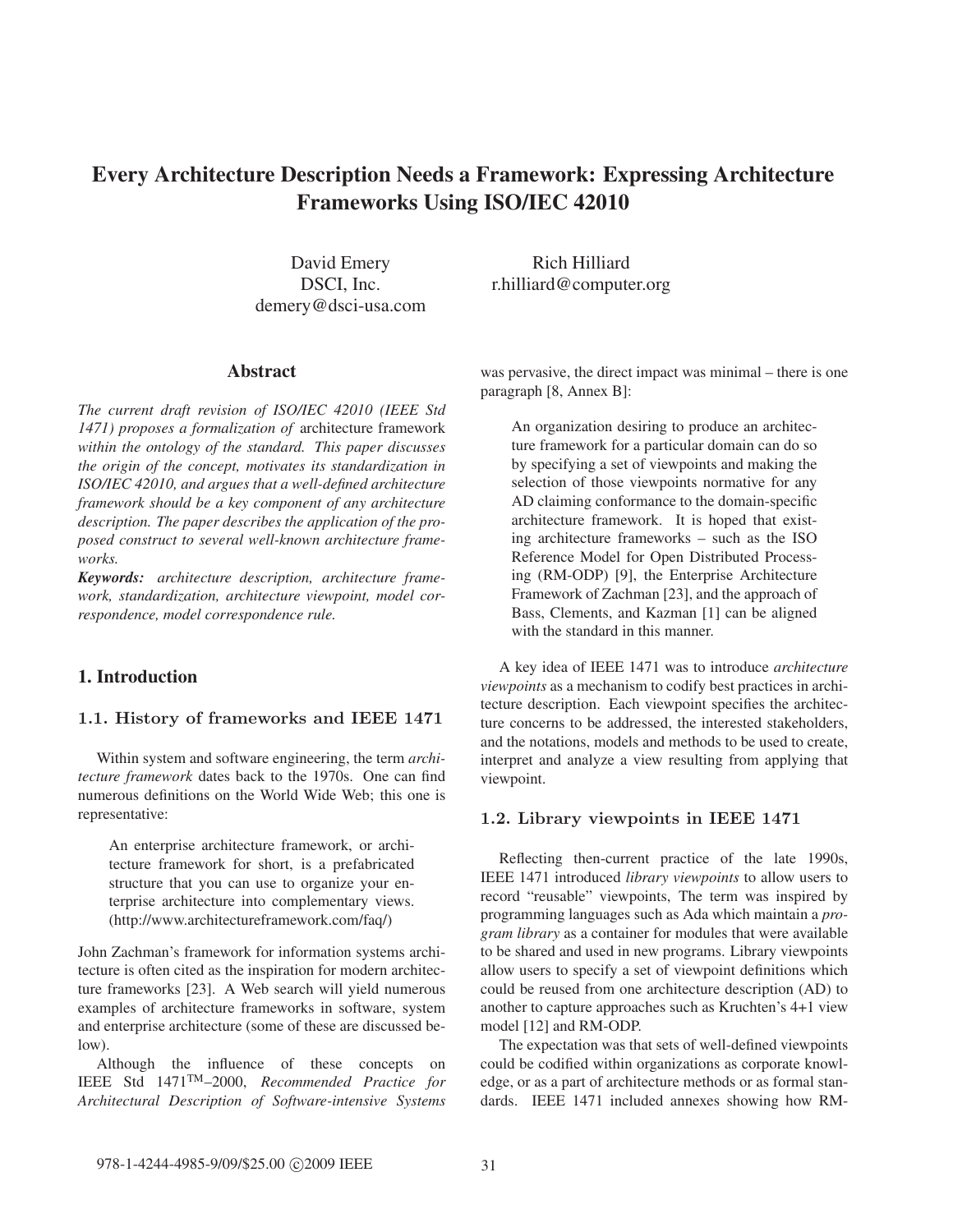# Every Architecture Description Needs a Framework: Expressing Architecture Frameworks Using ISO/IEC 42010

David Emery
DSCI, Inc.
demery@dsci-usa.com

Rich Hilliard
r.hilliard@computer.org

## Abstract

*The current draft revision of ISO/IEC 42010 (IEEE Std 1471) proposes a formalization of* architecture framework *within the ontology of the standard. This paper discusses the origin of the concept, motivates its standardization in ISO/IEC 42010, and argues that a well-defined architecture framework should be a key component of any architecture description. The paper describes the application of the proposed construct to several well-known architecture frameworks.*

***Keywords:*** *architecture description, architecture framework, standardization, architecture viewpoint, model correspondence, model correspondence rule.*

## 1. Introduction

### 1.1. History of frameworks and IEEE 1471

Within system and software engineering, the term *architecture framework* dates back to the 1970s. One can find numerous definitions on the World Wide Web; this one is representative:

> An enterprise architecture framework, or architecture framework for short, is a prefabricated structure that you can use to organize your enterprise architecture into complementary views. (http://www.architectureframework.com/faq/)

John Zachman's framework for information systems architecture is often cited as the inspiration for modern architecture frameworks [23]. A Web search will yield numerous examples of architecture frameworks in software, system and enterprise architecture (some of these are discussed below).

Although the influence of these concepts on IEEE Std 1471™–2000, *Recommended Practice for Architectural Description of Software-intensive Systems* was pervasive, the direct impact was minimal – there is one paragraph [8, Annex B]:

> An organization desiring to produce an architecture framework for a particular domain can do so by specifying a set of viewpoints and making the selection of those viewpoints normative for any AD claiming conformance to the domain-specific architecture framework. It is hoped that existing architecture frameworks – such as the ISO Reference Model for Open Distributed Processing (RM-ODP) [9], the Enterprise Architecture Framework of Zachman [23], and the approach of Bass, Clements, and Kazman [1] can be aligned with the standard in this manner.

A key idea of IEEE 1471 was to introduce *architecture viewpoints* as a mechanism to codify best practices in architecture description. Each viewpoint specifies the architecture concerns to be addressed, the interested stakeholders, and the notations, models and methods to be used to create, interpret and analyze a view resulting from applying that viewpoint.

### 1.2. Library viewpoints in IEEE 1471

Reflecting then-current practice of the late 1990s, IEEE 1471 introduced *library viewpoints* to allow users to record "reusable" viewpoints, The term was inspired by programming languages such as Ada which maintain a *program library* as a container for modules that were available to be shared and used in new programs. Library viewpoints allow users to specify a set of viewpoint definitions which could be reused from one architecture description (AD) to another to capture approaches such as Kruchten's 4+1 view model [12] and RM-ODP.

The expectation was that sets of well-defined viewpoints could be codified within organizations as corporate knowledge, or as a part of architecture methods or as formal standards. IEEE 1471 included annexes showing how RM-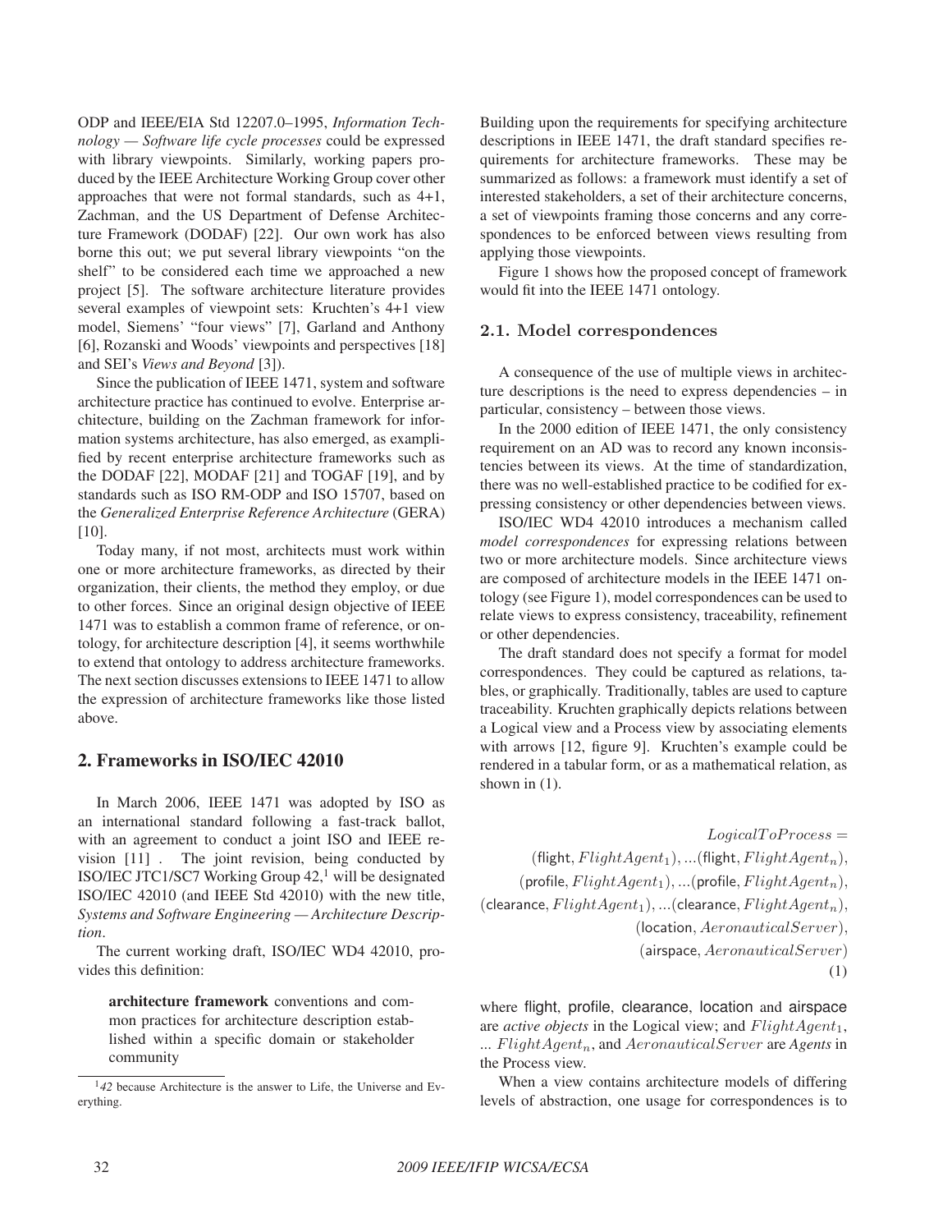ODP and IEEE/EIA Std 12207.0–1995, *Information Technology — Software life cycle processes* could be expressed with library viewpoints. Similarly, working papers produced by the IEEE Architecture Working Group cover other approaches that were not formal standards, such as 4+1, Zachman, and the US Department of Defense Architecture Framework (DODAF) [22]. Our own work has also borne this out; we put several library viewpoints "on the shelf" to be considered each time we approached a new project [5]. The software architecture literature provides several examples of viewpoint sets: Kruchten's 4+1 view model, Siemens' "four views" [7], Garland and Anthony [6], Rozanski and Woods' viewpoints and perspectives [18] and SEI's *Views and Beyond* [3]).

Since the publication of IEEE 1471, system and software architecture practice has continued to evolve. Enterprise architecture, building on the Zachman framework for information systems architecture, has also emerged, as exemplified by recent enterprise architecture frameworks such as the DODAF [22], MODAF [21] and TOGAF [19], and by standards such as ISO RM-ODP and ISO 15707, based on the *Generalized Enterprise Reference Architecture* (GERA) [10].

Today many, if not most, architects must work within one or more architecture frameworks, as directed by their organization, their clients, the method they employ, or due to other forces. Since an original design objective of IEEE 1471 was to establish a common frame of reference, or ontology, for architecture description [4], it seems worthwhile to extend that ontology to address architecture frameworks. The next section discusses extensions to IEEE 1471 to allow the expression of architecture frameworks like those listed above.

## 2. Frameworks in ISO/IEC 42010

In March 2006, IEEE 1471 was adopted by ISO as an international standard following a fast-track ballot, with an agreement to conduct a joint ISO and IEEE revision [11] . The joint revision, being conducted by ISO/IEC JTC1/SC7 Working Group 42,[1] will be designated ISO/IEC 42010 (and IEEE Std 42010) with the new title, *Systems and Software Engineering — Architecture Description*.

The current working draft, ISO/IEC WD4 42010, provides this definition:

> **architecture framework** conventions and common practices for architecture description established within a specific domain or stakeholder community

[1] *42* because Architecture is the answer to Life, the Universe and Everything.

Building upon the requirements for specifying architecture descriptions in IEEE 1471, the draft standard specifies requirements for architecture frameworks. These may be summarized as follows: a framework must identify a set of interested stakeholders, a set of their architecture concerns, a set of viewpoints framing those concerns and any correspondences to be enforced between views resulting from applying those viewpoints.

Figure 1 shows how the proposed concept of framework would fit into the IEEE 1471 ontology.

### 2.1. Model correspondences

A consequence of the use of multiple views in architecture descriptions is the need to express dependencies – in particular, consistency – between those views.

In the 2000 edition of IEEE 1471, the only consistency requirement on an AD was to record any known inconsistencies between its views. At the time of standardization, there was no well-established practice to be codified for expressing consistency or other dependencies between views.

ISO/IEC WD4 42010 introduces a mechanism called *model correspondences* for expressing relations between two or more architecture models. Since architecture views are composed of architecture models in the IEEE 1471 ontology (see Figure 1), model correspondences can be used to relate views to express consistency, traceability, refinement or other dependencies.

The draft standard does not specify a format for model correspondences. They could be captured as relations, tables, or graphically. Traditionally, tables are used to capture traceability. Kruchten graphically depicts relations between a Logical view and a Process view by associating elements with arrows [12, figure 9]. Kruchten's example could be rendered in a tabular form, or as a mathematical relation, as shown in (1).

$$
\begin{aligned}
LogicalToProcess = \\
(\mathsf{flight}, FlightAgent_1), ...(\mathsf{flight}, FlightAgent_n), \\
(\mathsf{profile}, FlightAgent_1), ...(\mathsf{profile}, FlightAgent_n), \\
(\mathsf{clearance}, FlightAgent_1), ...(\mathsf{clearance}, FlightAgent_n), \\
(\mathsf{location}, AeronauticalServer), \\
(\mathsf{airspace}, AeronauticalServer)
\end{aligned}
\tag{1}
$$

where flight, profile, clearance, location and airspace are *active objects* in the Logical view; and $FlightAgent_1$, ... $FlightAgent_n$, and $AeronauticalServer$ are *Agents* in the Process view.

When a view contains architecture models of differing levels of abstraction, one usage for correspondences is to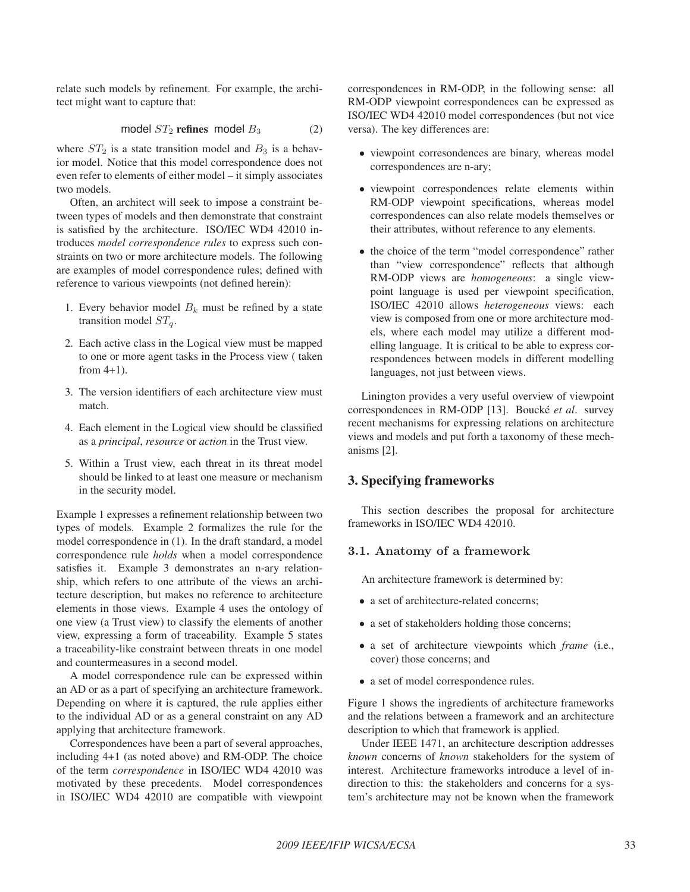relate such models by refinement. For example, the architect might want to capture that:

$$\text{model } ST_2 \textbf{ refines } \text{model } B_3 \tag{2}$$

where $ST_2$ is a state transition model and $B_3$ is a behavior model. Notice that this model correspondence does not even refer to elements of either model – it simply associates two models.

Often, an architect will seek to impose a constraint between types of models and then demonstrate that constraint is satisfied by the architecture. ISO/IEC WD4 42010 introduces *model correspondence rules* to express such constraints on two or more architecture models. The following are examples of model correspondence rules; defined with reference to various viewpoints (not defined herein):

1. Every behavior model $B_k$ must be refined by a state transition model $ST_q$.
2. Each active class in the Logical view must be mapped to one or more agent tasks in the Process view ( taken from 4+1).
3. The version identifiers of each architecture view must match.
4. Each element in the Logical view should be classified as a *principal*, *resource* or *action* in the Trust view.
5. Within a Trust view, each threat in its threat model should be linked to at least one measure or mechanism in the security model.

Example 1 expresses a refinement relationship between two types of models. Example 2 formalizes the rule for the model correspondence in (1). In the draft standard, a model correspondence rule *holds* when a model correspondence satisfies it. Example 3 demonstrates an n-ary relationship, which refers to one attribute of the views an architecture description, but makes no reference to architecture elements in those views. Example 4 uses the ontology of one view (a Trust view) to classify the elements of another view, expressing a form of traceability. Example 5 states a traceability-like constraint between threats in one model and countermeasures in a second model.

A model correspondence rule can be expressed within an AD or as a part of specifying an architecture framework. Depending on where it is captured, the rule applies either to the individual AD or as a general constraint on any AD applying that architecture framework.

Correspondences have been a part of several approaches, including 4+1 (as noted above) and RM-ODP. The choice of the term *correspondence* in ISO/IEC WD4 42010 was motivated by these precedents. Model correspondences in ISO/IEC WD4 42010 are compatible with viewpoint correspondences in RM-ODP, in the following sense: all RM-ODP viewpoint correspondences can be expressed as ISO/IEC WD4 42010 model correspondences (but not vice versa). The key differences are:

- viewpoint corresondences are binary, whereas model correspondences are n-ary;
- viewpoint correspondences relate elements within RM-ODP viewpoint specifications, whereas model correspondences can also relate models themselves or their attributes, without reference to any elements.
- the choice of the term "model correspondence" rather than "view correspondence" reflects that although RM-ODP views are *homogeneous*: a single viewpoint language is used per viewpoint specification, ISO/IEC 42010 allows *heterogeneous* views: each view is composed from one or more architecture models, where each model may utilize a different modelling language. It is critical to be able to express correspondences between models in different modelling languages, not just between views.

Linington provides a very useful overview of viewpoint correspondences in RM-ODP [13]. Boucké *et al*. survey recent mechanisms for expressing relations on architecture views and models and put forth a taxonomy of these mechanisms [2].

## 3. Specifying frameworks

This section describes the proposal for architecture frameworks in ISO/IEC WD4 42010.

### 3.1. Anatomy of a framework

An architecture framework is determined by:

- a set of architecture-related concerns;
- a set of stakeholders holding those concerns;
- a set of architecture viewpoints which *frame* (i.e., cover) those concerns; and
- a set of model correspondence rules.

Figure 1 shows the ingredients of architecture frameworks and the relations between a framework and an architecture description to which that framework is applied.

Under IEEE 1471, an architecture description addresses *known* concerns of *known* stakeholders for the system of interest. Architecture frameworks introduce a level of indirection to this: the stakeholders and concerns for a system's architecture may not be known when the framework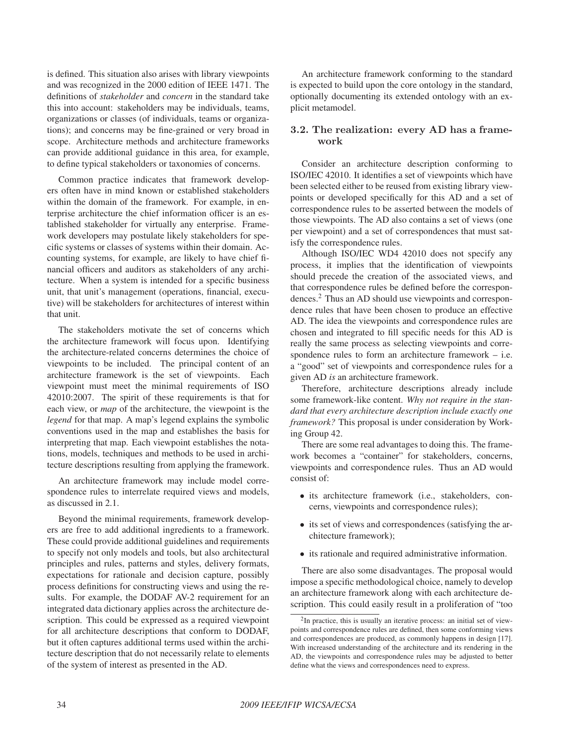is defined. This situation also arises with library viewpoints and was recognized in the 2000 edition of IEEE 1471. The definitions of *stakeholder* and *concern* in the standard take this into account: stakeholders may be individuals, teams, organizations or classes (of individuals, teams or organizations); and concerns may be fine-grained or very broad in scope. Architecture methods and architecture frameworks can provide additional guidance in this area, for example, to define typical stakeholders or taxonomies of concerns.

Common practice indicates that framework developers often have in mind known or established stakeholders within the domain of the framework. For example, in enterprise architecture the chief information officer is an established stakeholder for virtually any enterprise. Framework developers may postulate likely stakeholders for specific systems or classes of systems within their domain. Accounting systems, for example, are likely to have chief financial officers and auditors as stakeholders of any architecture. When a system is intended for a specific business unit, that unit's management (operations, financial, executive) will be stakeholders for architectures of interest within that unit.

The stakeholders motivate the set of concerns which the architecture framework will focus upon. Identifying the architecture-related concerns determines the choice of viewpoints to be included. The principal content of an architecture framework is the set of viewpoints. Each viewpoint must meet the minimal requirements of ISO 42010:2007. The spirit of these requirements is that for each view, or *map* of the architecture, the viewpoint is the *legend* for that map. A map's legend explains the symbolic conventions used in the map and establishes the basis for interpreting that map. Each viewpoint establishes the notations, models, techniques and methods to be used in architecture descriptions resulting from applying the framework.

An architecture framework may include model correspondence rules to interrelate required views and models, as discussed in 2.1.

Beyond the minimal requirements, framework developers are free to add additional ingredients to a framework. These could provide additional guidelines and requirements to specify not only models and tools, but also architectural principles and rules, patterns and styles, delivery formats, expectations for rationale and decision capture, possibly process definitions for constructing views and using the results. For example, the DODAF AV-2 requirement for an integrated data dictionary applies across the architecture description. This could be expressed as a required viewpoint for all architecture descriptions that conform to DODAF, but it often captures additional terms used within the architecture description that do not necessarily relate to elements of the system of interest as presented in the AD.

An architecture framework conforming to the standard is expected to build upon the core ontology in the standard, optionally documenting its extended ontology with an explicit metamodel.

## 3.2. The realization: every AD has a framework

Consider an architecture description conforming to ISO/IEC 42010. It identifies a set of viewpoints which have been selected either to be reused from existing library viewpoints or developed specifically for this AD and a set of correspondence rules to be asserted between the models of those viewpoints. The AD also contains a set of views (one per viewpoint) and a set of correspondences that must satisfy the correspondence rules.

Although ISO/IEC WD4 42010 does not specify any process, it implies that the identification of viewpoints should precede the creation of the associated views, and that correspondence rules be defined before the correspondences.[2] Thus an AD should use viewpoints and correspondence rules that have been chosen to produce an effective AD. The idea the viewpoints and correspondence rules are chosen and integrated to fill specific needs for this AD is really the same process as selecting viewpoints and correspondence rules to form an architecture framework – i.e. a "good" set of viewpoints and correspondence rules for a given AD *is* an architecture framework.

Therefore, architecture descriptions already include some framework-like content. *Why not require in the standard that every architecture description include exactly one framework?* This proposal is under consideration by Working Group 42.

There are some real advantages to doing this. The framework becomes a "container" for stakeholders, concerns, viewpoints and correspondence rules. Thus an AD would consist of:

- its architecture framework (i.e., stakeholders, concerns, viewpoints and correspondence rules);
- its set of views and correspondences (satisfying the architecture framework);
- its rationale and required administrative information.

There are also some disadvantages. The proposal would impose a specific methodological choice, namely to develop an architecture framework along with each architecture description. This could easily result in a proliferation of "too

[2] In practice, this is usually an iterative process: an initial set of viewpoints and correspondence rules are defined, then some conforming views and correspondences are produced, as commonly happens in design [17]. With increased understanding of the architecture and its rendering in the AD, the viewpoints and correspondence rules may be adjusted to better define what the views and correspondences need to express.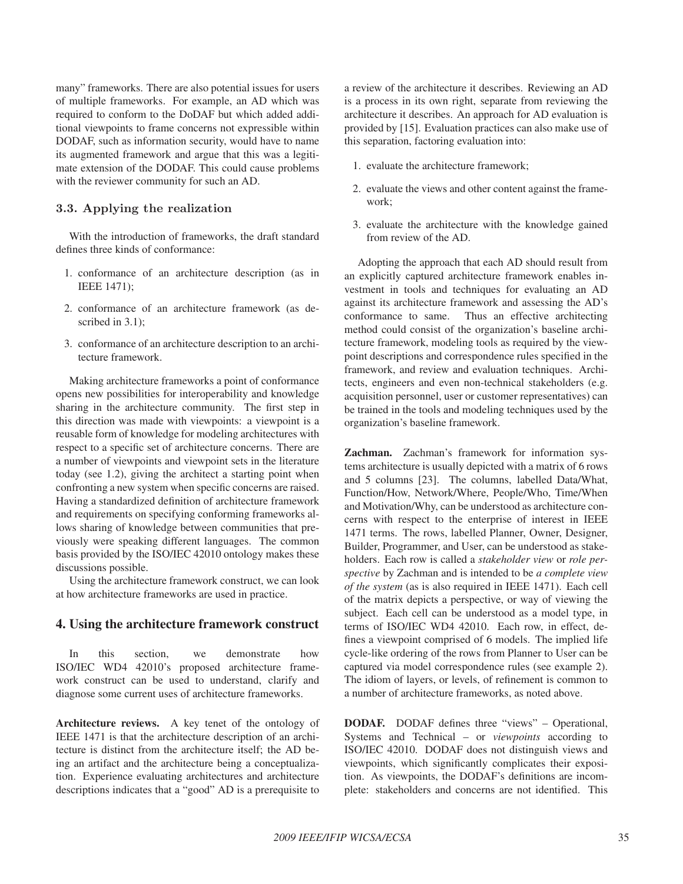many" frameworks. There are also potential issues for users of multiple frameworks. For example, an AD which was required to conform to the DoDAF but which added additional viewpoints to frame concerns not expressible within DODAF, such as information security, would have to name its augmented framework and argue that this was a legitimate extension of the DODAF. This could cause problems with the reviewer community for such an AD.

### 3.3. Applying the realization

With the introduction of frameworks, the draft standard defines three kinds of conformance:

1. conformance of an architecture description (as in IEEE 1471);
2. conformance of an architecture framework (as described in 3.1);
3. conformance of an architecture description to an architecture framework.

Making architecture frameworks a point of conformance opens new possibilities for interoperability and knowledge sharing in the architecture community. The first step in this direction was made with viewpoints: a viewpoint is a reusable form of knowledge for modeling architectures with respect to a specific set of architecture concerns. There are a number of viewpoints and viewpoint sets in the literature today (see 1.2), giving the architect a starting point when confronting a new system when specific concerns are raised. Having a standardized definition of architecture framework and requirements on specifying conforming frameworks allows sharing of knowledge between communities that previously were speaking different languages. The common basis provided by the ISO/IEC 42010 ontology makes these discussions possible.

Using the architecture framework construct, we can look at how architecture frameworks are used in practice.

## 4. Using the architecture framework construct

In this section, we demonstrate how ISO/IEC WD4 42010's proposed architecture framework construct can be used to understand, clarify and diagnose some current uses of architecture frameworks.

**Architecture reviews.** A key tenet of the ontology of IEEE 1471 is that the architecture description of an architecture is distinct from the architecture itself; the AD being an artifact and the architecture being a conceptualization. Experience evaluating architectures and architecture descriptions indicates that a "good" AD is a prerequisite to a review of the architecture it describes. Reviewing an AD is a process in its own right, separate from reviewing the architecture it describes. An approach for AD evaluation is provided by [15]. Evaluation practices can also make use of this separation, factoring evaluation into:

1. evaluate the architecture framework;
2. evaluate the views and other content against the framework;
3. evaluate the architecture with the knowledge gained from review of the AD.

Adopting the approach that each AD should result from an explicitly captured architecture framework enables investment in tools and techniques for evaluating an AD against its architecture framework and assessing the AD's conformance to same. Thus an effective architecting method could consist of the organization's baseline architecture framework, modeling tools as required by the viewpoint descriptions and correspondence rules specified in the framework, and review and evaluation techniques. Architects, engineers and even non-technical stakeholders (e.g. acquisition personnel, user or customer representatives) can be trained in the tools and modeling techniques used by the organization's baseline framework.

**Zachman.** Zachman's framework for information systems architecture is usually depicted with a matrix of 6 rows and 5 columns [23]. The columns, labelled Data/What, Function/How, Network/Where, People/Who, Time/When and Motivation/Why, can be understood as architecture concerns with respect to the enterprise of interest in IEEE 1471 terms. The rows, labelled Planner, Owner, Designer, Builder, Programmer, and User, can be understood as stakeholders. Each row is called a *stakeholder view* or *role perspective* by Zachman and is intended to be *a complete view of the system* (as is also required in IEEE 1471). Each cell of the matrix depicts a perspective, or way of viewing the subject. Each cell can be understood as a model type, in terms of ISO/IEC WD4 42010. Each row, in effect, defines a viewpoint comprised of 6 models. The implied life cycle-like ordering of the rows from Planner to User can be captured via model correspondence rules (see example 2). The idiom of layers, or levels, of refinement is common to a number of architecture frameworks, as noted above.

**DODAF.** DODAF defines three "views" – Operational, Systems and Technical – or *viewpoints* according to ISO/IEC 42010. DODAF does not distinguish views and viewpoints, which significantly complicates their exposition. As viewpoints, the DODAF's definitions are incomplete: stakeholders and concerns are not identified. This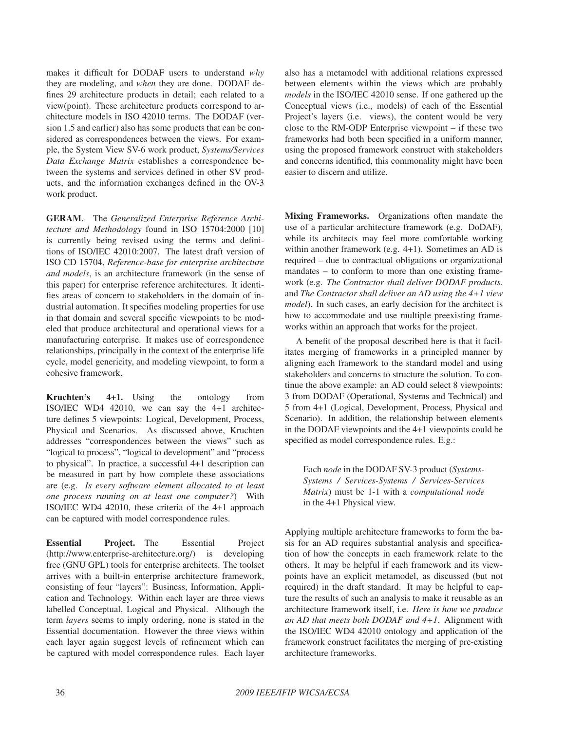makes it difficult for DODAF users to understand *why* they are modeling, and *when* they are done. DODAF defines 29 architecture products in detail; each related to a view(point). These architecture products correspond to architecture models in ISO 42010 terms. The DODAF (version 1.5 and earlier) also has some products that can be considered as correspondences between the views. For example, the System View SV-6 work product, *Systems/Services Data Exchange Matrix* establishes a correspondence between the systems and services defined in other SV products, and the information exchanges defined in the OV-3 work product.

**GERAM.** The *Generalized Enterprise Reference Architecture and Methodology* found in ISO 15704:2000 [10] is currently being revised using the terms and definitions of ISO/IEC 42010:2007. The latest draft version of ISO CD 15704, *Reference-base for enterprise architecture and models*, is an architecture framework (in the sense of this paper) for enterprise reference architectures. It identifies areas of concern to stakeholders in the domain of industrial automation. It specifies modeling properties for use in that domain and several specific viewpoints to be modeled that produce architectural and operational views for a manufacturing enterprise. It makes use of correspondence relationships, principally in the context of the enterprise life cycle, model genericity, and modeling viewpoint, to form a cohesive framework.

**Kruchten's 4+1.** Using the ontology from ISO/IEC WD4 42010, we can say the 4+1 architecture defines 5 viewpoints: Logical, Development, Process, Physical and Scenarios. As discussed above, Kruchten addresses "correspondences between the views" such as "logical to process", "logical to development" and "process to physical". In practice, a successful 4+1 description can be measured in part by how complete these associations are (e.g. *Is every software element allocated to at least one process running on at least one computer?*) With ISO/IEC WD4 42010, these criteria of the 4+1 approach can be captured with model correspondence rules.

**Essential Project.** The Essential Project (http://www.enterprise-architecture.org/) is developing free (GNU GPL) tools for enterprise architects. The toolset arrives with a built-in enterprise architecture framework, consisting of four "layers": Business, Information, Application and Technology. Within each layer are three views labelled Conceptual, Logical and Physical. Although the term *layers* seems to imply ordering, none is stated in the Essential documentation. However the three views within each layer again suggest levels of refinement which can be captured with model correspondence rules. Each layer also has a metamodel with additional relations expressed between elements within the views which are probably *models* in the ISO/IEC 42010 sense. If one gathered up the Conceptual views (i.e., models) of each of the Essential Project's layers (i.e. views), the content would be very close to the RM-ODP Enterprise viewpoint – if these two frameworks had both been specified in a uniform manner, using the proposed framework construct with stakeholders and concerns identified, this commonality might have been easier to discern and utilize.

**Mixing Frameworks.** Organizations often mandate the use of a particular architecture framework (e.g. DoDAF), while its architects may feel more comfortable working within another framework (e.g. 4+1). Sometimes an AD is required – due to contractual obligations or organizational mandates – to conform to more than one existing framework (e.g. *The Contractor shall deliver DODAF products.* and *The Contractor shall deliver an AD using the 4+1 view model*). In such cases, an early decision for the architect is how to accommodate and use multiple preexisting frameworks within an approach that works for the project.

A benefit of the proposal described here is that it facilitates merging of frameworks in a principled manner by aligning each framework to the standard model and using stakeholders and concerns to structure the solution. To continue the above example: an AD could select 8 viewpoints: 3 from DODAF (Operational, Systems and Technical) and 5 from 4+1 (Logical, Development, Process, Physical and Scenario). In addition, the relationship between elements in the DODAF viewpoints and the 4+1 viewpoints could be specified as model correspondence rules. E.g.:

> Each *node* in the DODAF SV-3 product (*Systems-Systems / Services-Systems / Services-Services Matrix*) must be 1-1 with a *computational node* in the 4+1 Physical view.

Applying multiple architecture frameworks to form the basis for an AD requires substantial analysis and specification of how the concepts in each framework relate to the others. It may be helpful if each framework and its viewpoints have an explicit metamodel, as discussed (but not required) in the draft standard. It may be helpful to capture the results of such an analysis to make it reusable as an architecture framework itself, i.e. *Here is how we produce an AD that meets both DODAF and 4+1*. Alignment with the ISO/IEC WD4 42010 ontology and application of the framework construct facilitates the merging of pre-existing architecture frameworks.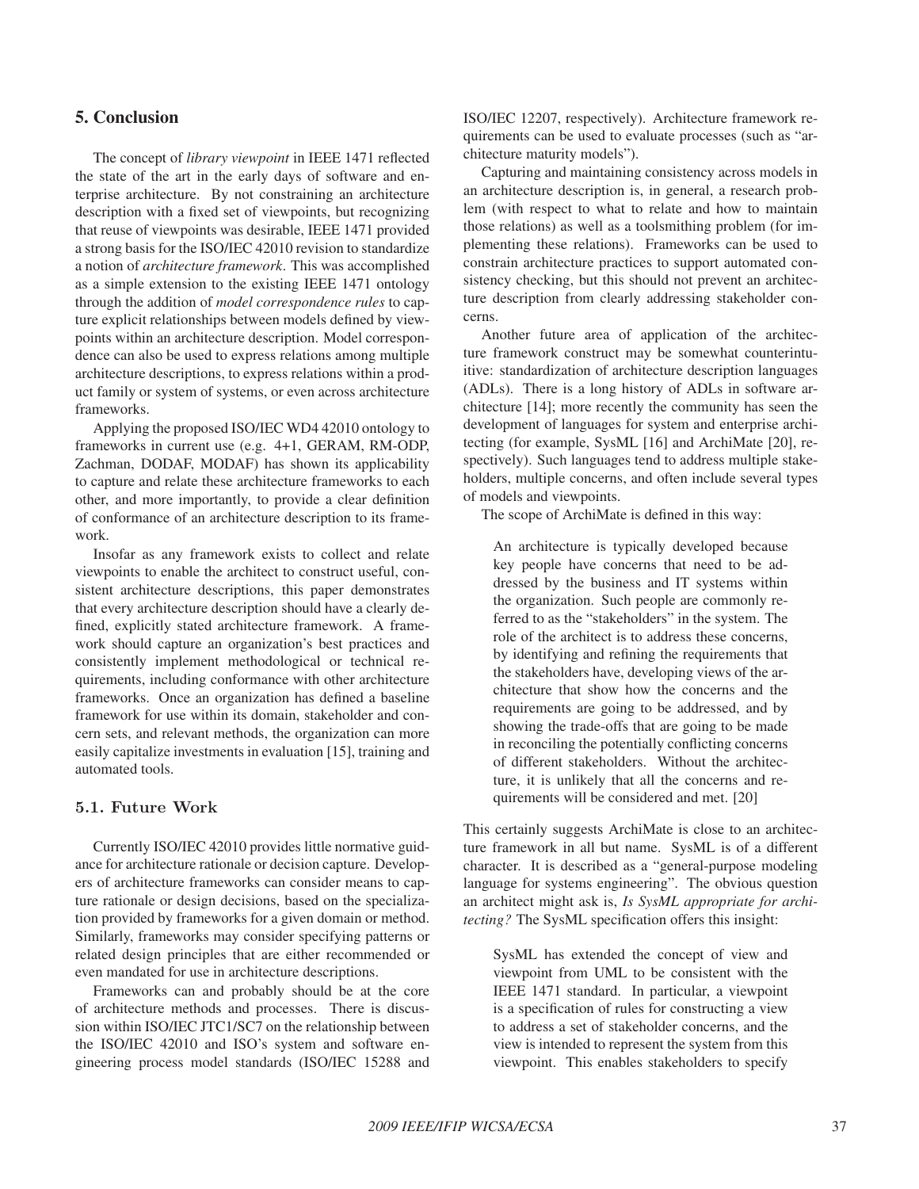## 5. Conclusion

The concept of *library viewpoint* in IEEE 1471 reflected the state of the art in the early days of software and enterprise architecture. By not constraining an architecture description with a fixed set of viewpoints, but recognizing that reuse of viewpoints was desirable, IEEE 1471 provided a strong basis for the ISO/IEC 42010 revision to standardize a notion of *architecture framework*. This was accomplished as a simple extension to the existing IEEE 1471 ontology through the addition of *model correspondence rules* to capture explicit relationships between models defined by viewpoints within an architecture description. Model correspondence can also be used to express relations among multiple architecture descriptions, to express relations within a product family or system of systems, or even across architecture frameworks.

Applying the proposed ISO/IEC WD4 42010 ontology to frameworks in current use (e.g. 4+1, GERAM, RM-ODP, Zachman, DODAF, MODAF) has shown its applicability to capture and relate these architecture frameworks to each other, and more importantly, to provide a clear definition of conformance of an architecture description to its framework.

Insofar as any framework exists to collect and relate viewpoints to enable the architect to construct useful, consistent architecture descriptions, this paper demonstrates that every architecture description should have a clearly defined, explicitly stated architecture framework. A framework should capture an organization's best practices and consistently implement methodological or technical requirements, including conformance with other architecture frameworks. Once an organization has defined a baseline framework for use within its domain, stakeholder and concern sets, and relevant methods, the organization can more easily capitalize investments in evaluation [15], training and automated tools.

### 5.1. Future Work

Currently ISO/IEC 42010 provides little normative guidance for architecture rationale or decision capture. Developers of architecture frameworks can consider means to capture rationale or design decisions, based on the specialization provided by frameworks for a given domain or method. Similarly, frameworks may consider specifying patterns or related design principles that are either recommended or even mandated for use in architecture descriptions.

Frameworks can and probably should be at the core of architecture methods and processes. There is discussion within ISO/IEC JTC1/SC7 on the relationship between the ISO/IEC 42010 and ISO's system and software engineering process model standards (ISO/IEC 15288 and ISO/IEC 12207, respectively). Architecture framework requirements can be used to evaluate processes (such as "architecture maturity models").

Capturing and maintaining consistency across models in an architecture description is, in general, a research problem (with respect to what to relate and how to maintain those relations) as well as a toolsmithing problem (for implementing these relations). Frameworks can be used to constrain architecture practices to support automated consistency checking, but this should not prevent an architecture description from clearly addressing stakeholder concerns.

Another future area of application of the architecture framework construct may be somewhat counterintuitive: standardization of architecture description languages (ADLs). There is a long history of ADLs in software architecture [14]; more recently the community has seen the development of languages for system and enterprise architecting (for example, SysML [16] and ArchiMate [20], respectively). Such languages tend to address multiple stakeholders, multiple concerns, and often include several types of models and viewpoints.

The scope of ArchiMate is defined in this way:

> An architecture is typically developed because key people have concerns that need to be addressed by the business and IT systems within the organization. Such people are commonly referred to as the "stakeholders" in the system. The role of the architect is to address these concerns, by identifying and refining the requirements that the stakeholders have, developing views of the architecture that show how the concerns and the requirements are going to be addressed, and by showing the trade-offs that are going to be made in reconciling the potentially conflicting concerns of different stakeholders. Without the architecture, it is unlikely that all the concerns and requirements will be considered and met. [20]

This certainly suggests ArchiMate is close to an architecture framework in all but name. SysML is of a different character. It is described as a "general-purpose modeling language for systems engineering". The obvious question an architect might ask is, *Is SysML appropriate for architecting?* The SysML specification offers this insight:

> SysML has extended the concept of view and viewpoint from UML to be consistent with the IEEE 1471 standard. In particular, a viewpoint is a specification of rules for constructing a view to address a set of stakeholder concerns, and the view is intended to represent the system from this viewpoint. This enables stakeholders to specify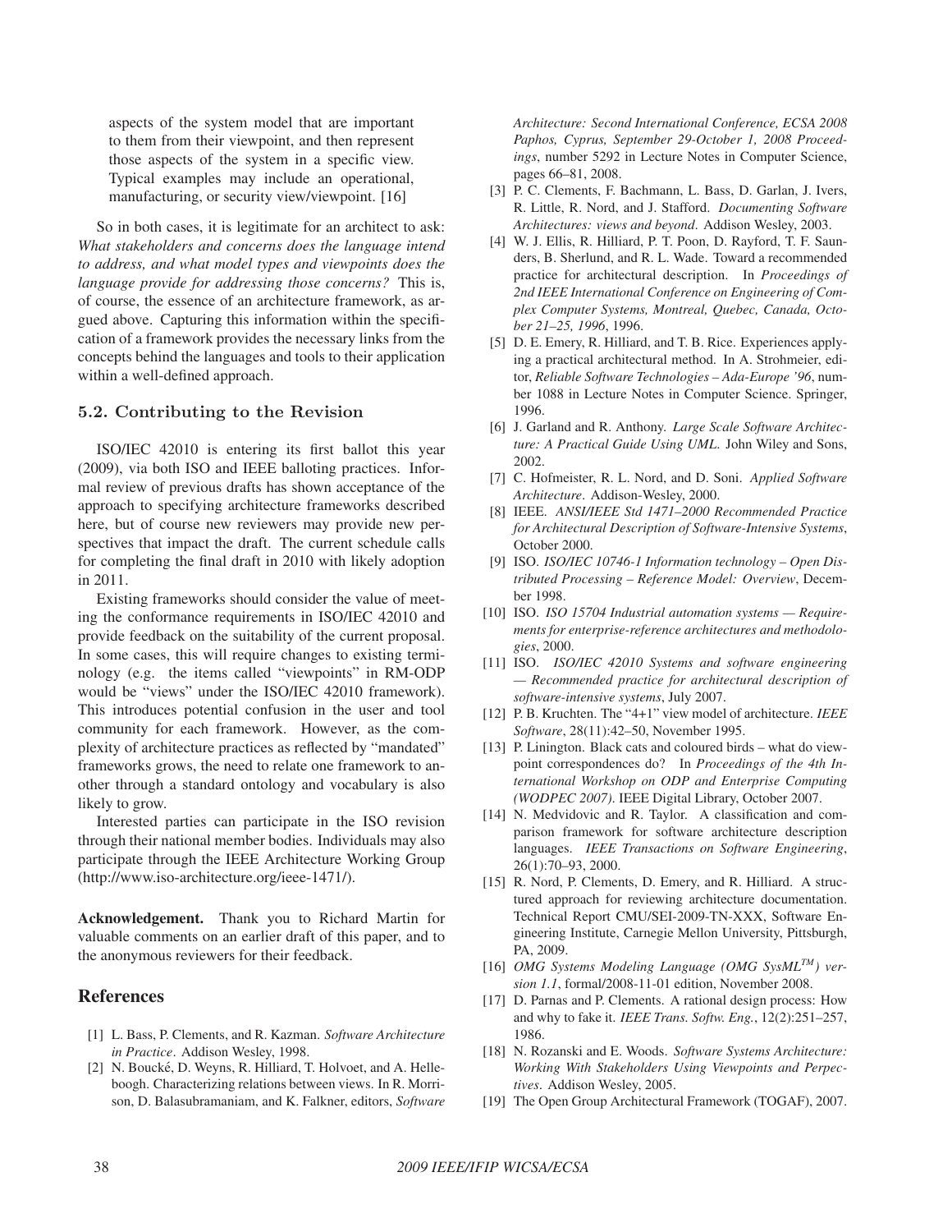aspects of the system model that are important to them from their viewpoint, and then represent those aspects of the system in a specific view. Typical examples may include an operational, manufacturing, or security view/viewpoint. [16]

So in both cases, it is legitimate for an architect to ask: *What stakeholders and concerns does the language intend to address, and what model types and viewpoints does the language provide for addressing those concerns?* This is, of course, the essence of an architecture framework, as argued above. Capturing this information within the specification of a framework provides the necessary links from the concepts behind the languages and tools to their application within a well-defined approach.

### 5.2. Contributing to the Revision

ISO/IEC 42010 is entering its first ballot this year (2009), via both ISO and IEEE balloting practices. Informal review of previous drafts has shown acceptance of the approach to specifying architecture frameworks described here, but of course new reviewers may provide new perspectives that impact the draft. The current schedule calls for completing the final draft in 2010 with likely adoption in 2011.

Existing frameworks should consider the value of meeting the conformance requirements in ISO/IEC 42010 and provide feedback on the suitability of the current proposal. In some cases, this will require changes to existing terminology (e.g. the items called "viewpoints" in RM-ODP would be "views" under the ISO/IEC 42010 framework). This introduces potential confusion in the user and tool community for each framework. However, as the complexity of architecture practices as reflected by "mandated" frameworks grows, the need to relate one framework to another through a standard ontology and vocabulary is also likely to grow.

Interested parties can participate in the ISO revision through their national member bodies. Individuals may also participate through the IEEE Architecture Working Group (http://www.iso-architecture.org/ieee-1471/).

**Acknowledgement.** Thank you to Richard Martin for valuable comments on an earlier draft of this paper, and to the anonymous reviewers for their feedback.

## References

[1] L. Bass, P. Clements, and R. Kazman. *Software Architecture in Practice*. Addison Wesley, 1998.

[2] N. Boucké, D. Weyns, R. Hilliard, T. Holvoet, and A. Helleboogh. Characterizing relations between views. In R. Morrison, D. Balasubramaniam, and K. Falkner, editors, *Software Architecture: Second International Conference, ECSA 2008 Paphos, Cyprus, September 29-October 1, 2008 Proceedings*, number 5292 in Lecture Notes in Computer Science, pages 66–81, 2008.

[3] P. C. Clements, F. Bachmann, L. Bass, D. Garlan, J. Ivers, R. Little, R. Nord, and J. Stafford. *Documenting Software Architectures: views and beyond*. Addison Wesley, 2003.

[4] W. J. Ellis, R. Hilliard, P. T. Poon, D. Rayford, T. F. Saunders, B. Sherlund, and R. L. Wade. Toward a recommended practice for architectural description. In *Proceedings of 2nd IEEE International Conference on Engineering of Complex Computer Systems, Montreal, Quebec, Canada, October 21–25, 1996*, 1996.

[5] D. E. Emery, R. Hilliard, and T. B. Rice. Experiences applying a practical architectural method. In A. Strohmeier, editor, *Reliable Software Technologies – Ada-Europe '96*, number 1088 in Lecture Notes in Computer Science. Springer, 1996.

[6] J. Garland and R. Anthony. *Large Scale Software Architecture: A Practical Guide Using UML*. John Wiley and Sons, 2002.

[7] C. Hofmeister, R. L. Nord, and D. Soni. *Applied Software Architecture*. Addison-Wesley, 2000.

[8] IEEE. *ANSI/IEEE Std 1471–2000 Recommended Practice for Architectural Description of Software-Intensive Systems*, October 2000.

[9] ISO. *ISO/IEC 10746-1 Information technology – Open Distributed Processing – Reference Model: Overview*, December 1998.

[10] ISO. *ISO 15704 Industrial automation systems — Requirements for enterprise-reference architectures and methodologies*, 2000.

[11] ISO. *ISO/IEC 42010 Systems and software engineering — Recommended practice for architectural description of software-intensive systems*, July 2007.

[12] P. B. Kruchten. The "4+1" view model of architecture. *IEEE Software*, 28(11):42–50, November 1995.

[13] P. Linington. Black cats and coloured birds – what do viewpoint correspondences do? In *Proceedings of the 4th International Workshop on ODP and Enterprise Computing (WODPEC 2007)*. IEEE Digital Library, October 2007.

[14] N. Medvidovic and R. Taylor. A classification and comparison framework for software architecture description languages. *IEEE Transactions on Software Engineering*, 26(1):70–93, 2000.

[15] R. Nord, P. Clements, D. Emery, and R. Hilliard. A structured approach for reviewing architecture documentation. Technical Report CMU/SEI-2009-TN-XXX, Software Engineering Institute, Carnegie Mellon University, Pittsburgh, PA, 2009.

[16] *OMG Systems Modeling Language (OMG SysML™) version 1.1*, formal/2008-11-01 edition, November 2008.

[17] D. Parnas and P. Clements. A rational design process: How and why to fake it. *IEEE Trans. Softw. Eng.*, 12(2):251–257, 1986.

[18] N. Rozanski and E. Woods. *Software Systems Architecture: Working With Stakeholders Using Viewpoints and Perpectives*. Addison Wesley, 2005.

[19] The Open Group Architectural Framework (TOGAF), 2007.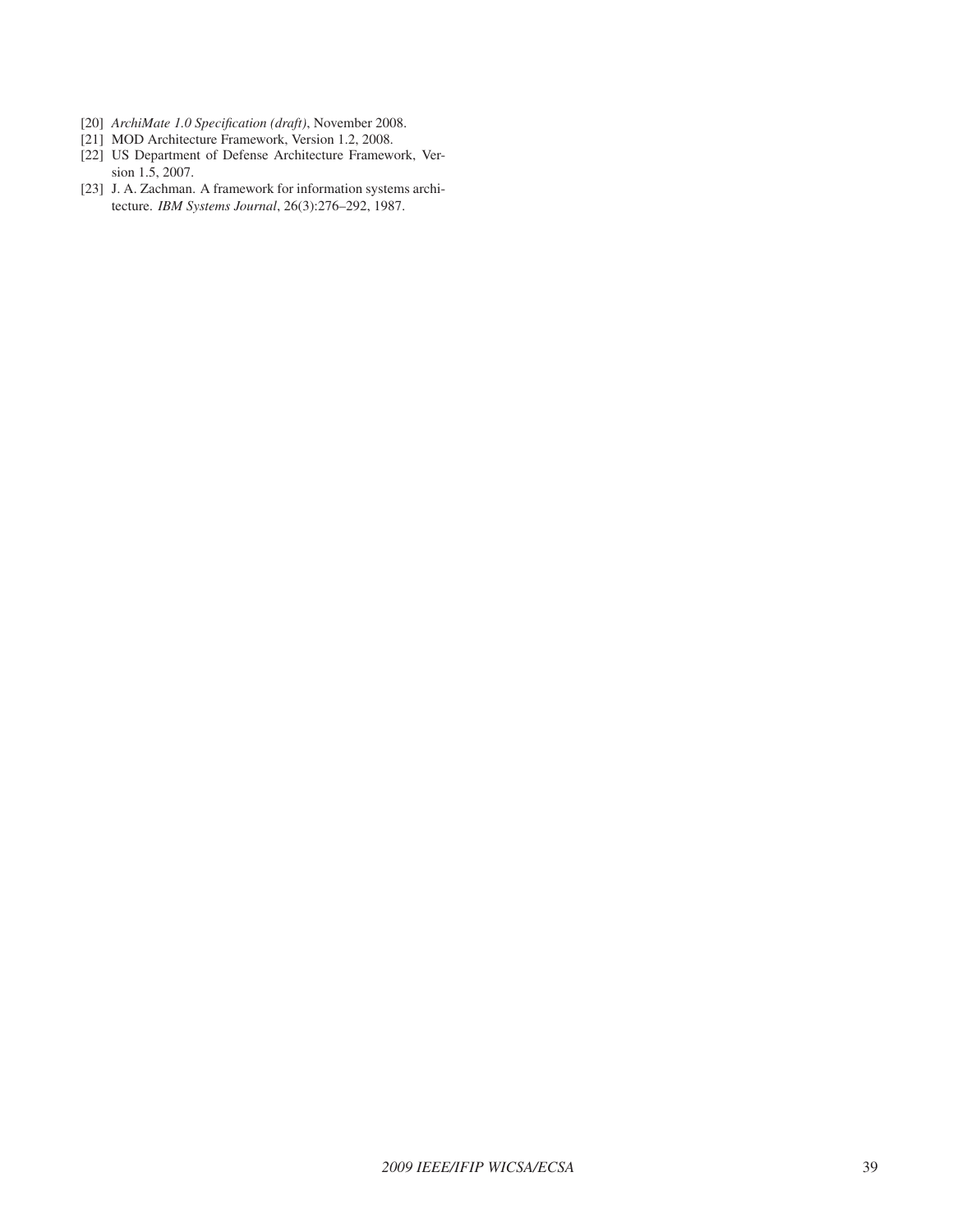[20] *ArchiMate 1.0 Specification (draft)*, November 2008.

[21] MOD Architecture Framework, Version 1.2, 2008.

[22] US Department of Defense Architecture Framework, Version 1.5, 2007.

[23] J. A. Zachman. A framework for information systems architecture. *IBM Systems Journal*, 26(3):276–292, 1987.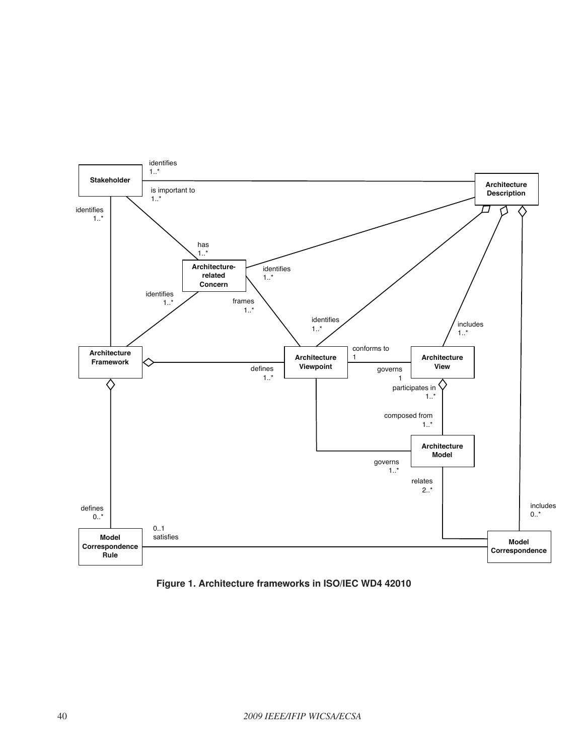Stakeholder

identifies
1..*

is important to
1..*

Architecture Description

identifies
1..*

has
1..*

Architecture-related Concern

identifies
1..*

identifies
1..*

frames
1..*

identifies
1..*

includes
1..*

Architecture Framework

Architecture Viewpoint

conforms to
1

Architecture View

defines
1..*

governs
1

participates in
1..*

composed from
1..*

Architecture Model

governs
1..*

relates
2..*

defines
0..*

includes
0..*

Model Correspondence Rule

0..1
satisfies

Model Correspondence

**Figure 1. Architecture frameworks in ISO/IEC WD4 42010**